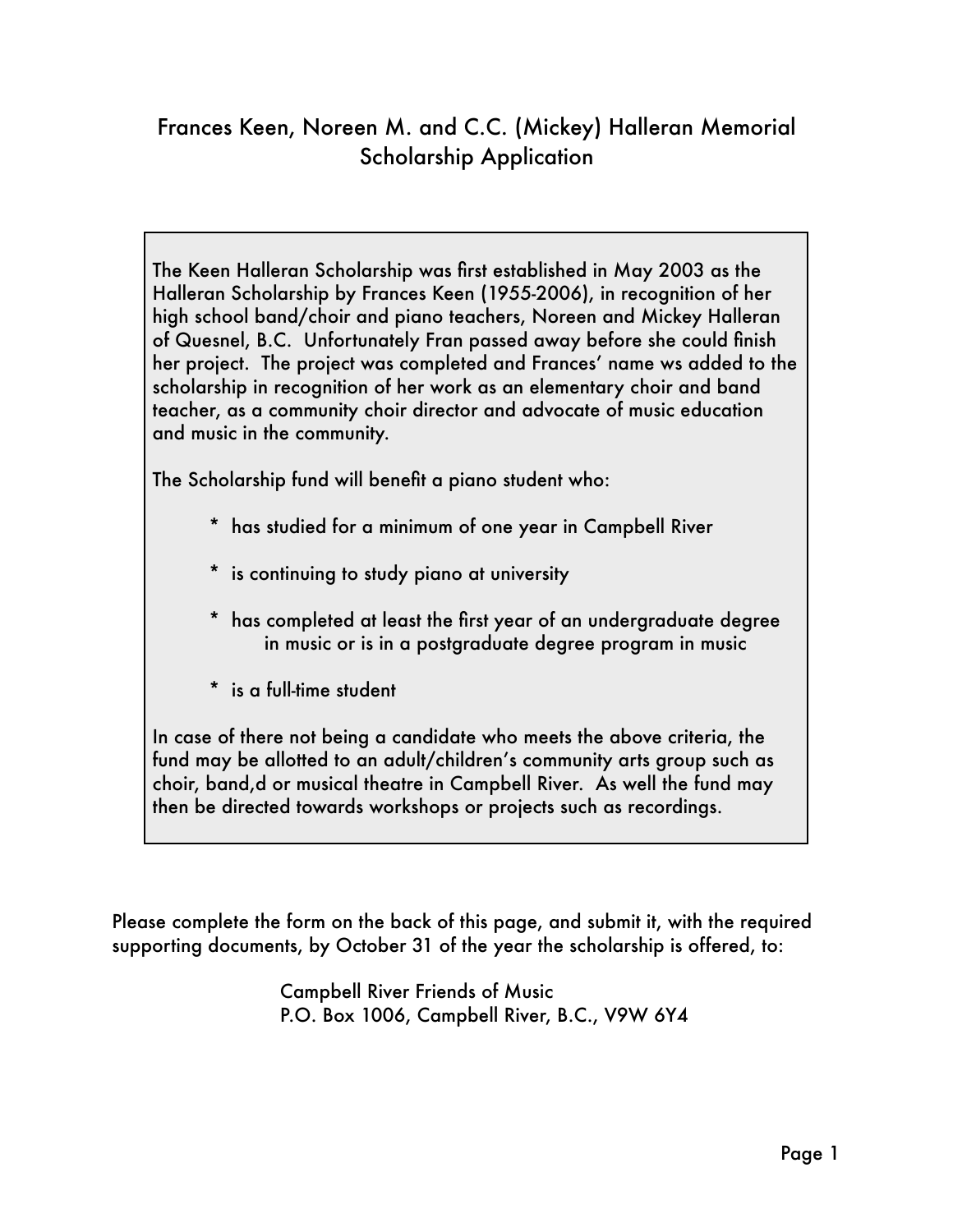# Frances Keen, Noreen M. and C.C. (Mickey) Halleran Memorial Scholarship Application

The Keen Halleran Scholarship was first established in May 2003 as the Halleran Scholarship by Frances Keen (1955-2006), in recognition of her high school band/choir and piano teachers, Noreen and Mickey Halleran of Quesnel, B.C. Unfortunately Fran passed away before she could finish her project. The project was completed and Frances' name ws added to the scholarship in recognition of her work as an elementary choir and band teacher, as a community choir director and advocate of music education and music in the community.

The Scholarship fund will benefit a piano student who:

* has studied for a minimum of one year in Campbell River
* is continuing to study piano at university
* has completed at least the first year of an undergraduate degree in music or is in a postgraduate degree program in music
* is a full-time student

In case of there not being a candidate who meets the above criteria, the fund may be allotted to an adult/children's community arts group such as choir, band,d or musical theatre in Campbell River. As well the fund may then be directed towards workshops or projects such as recordings.

Please complete the form on the back of this page, and submit it, with the required supporting documents, by October 31 of the year the scholarship is offered, to:

Campbell River Friends of Music
P.O. Box 1006, Campbell River, B.C., V9W 6Y4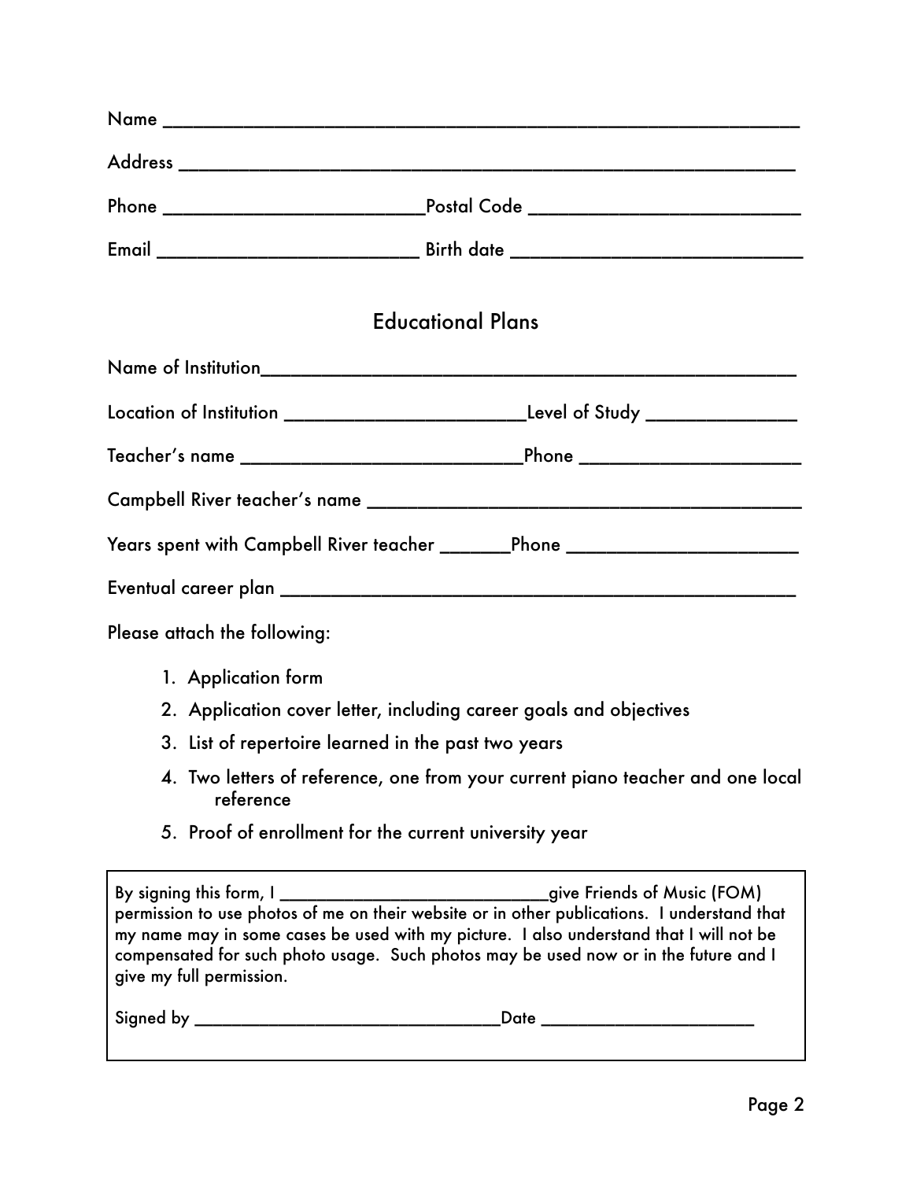Name ___________________________________________________________

Address _________________________________________________________

Phone __________________________Postal Code ___________________________

Email __________________________ Birth date _____________________________

## Educational Plans

Name of Institution_________________________________________________________

Location of Institution ________________________Level of Study _______________

Teacher's name _____________________________Phone ______________________

Campbell River teacher's name _____________________________________________

Years spent with Campbell River teacher _______Phone _______________________

Eventual career plan _______________________________________________________

Please attach the following:

1. Application form
2. Application cover letter, including career goals and objectives
3. List of repertoire learned in the past two years
4. Two letters of reference, one from your current piano teacher and one local reference
5. Proof of enrollment for the current university year

By signing this form, I _____________________________give Friends of Music (FOM) permission to use photos of me on their website or in other publications. I understand that my name may in some cases be used with my picture. I also understand that I will not be compensated for such photo usage. Such photos may be used now or in the future and I give my full permission.

Signed by _________________________________Date _______________________